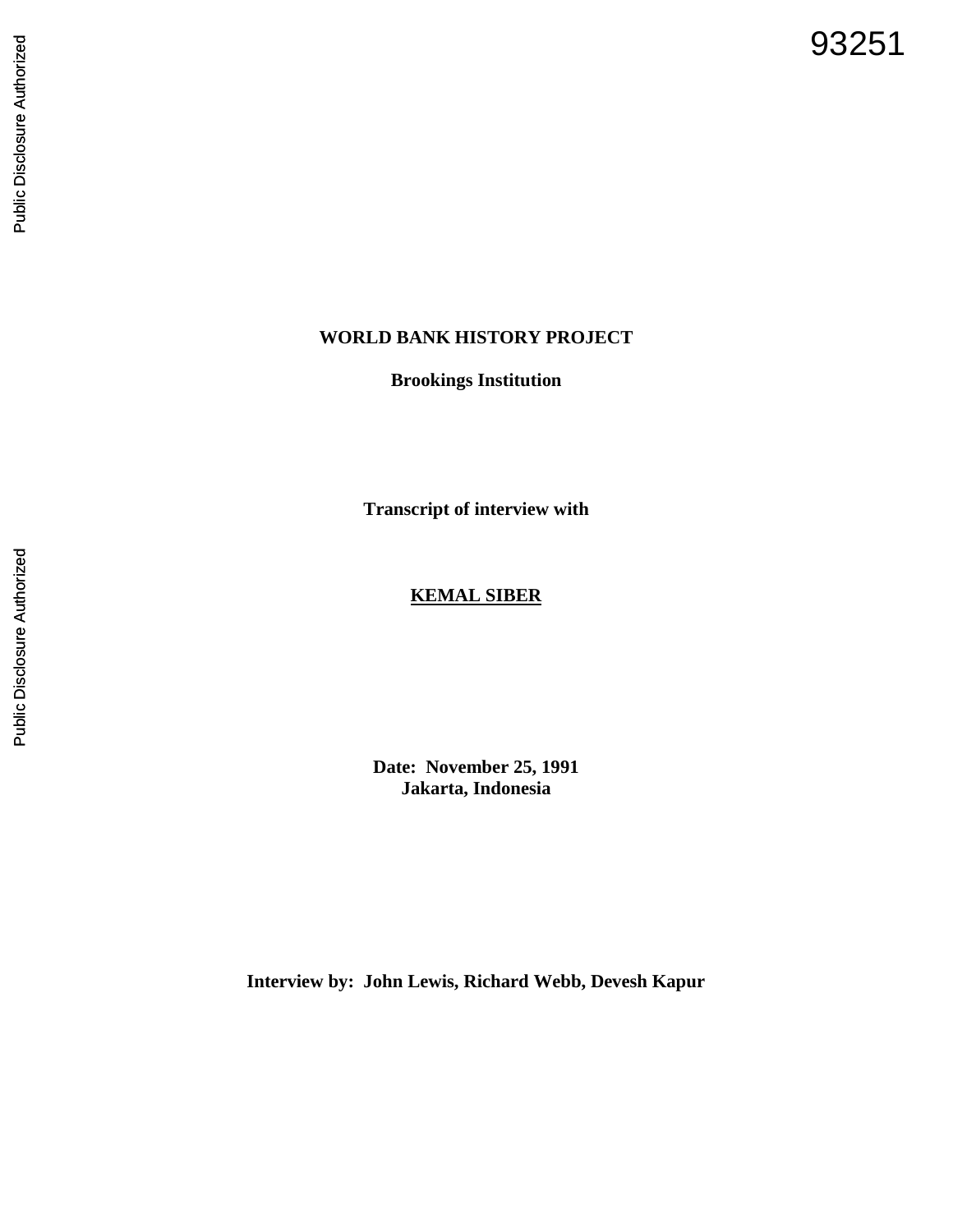93251

**WORLD BANK HISTORY PROJECT**

**Brookings Institution**

**Transcript of interview with**

**KEMAL SIBER**

**Date: November 25, 1991**
**Jakarta, Indonesia**

**Interview by: John Lewis, Richard Webb, Devesh Kapur**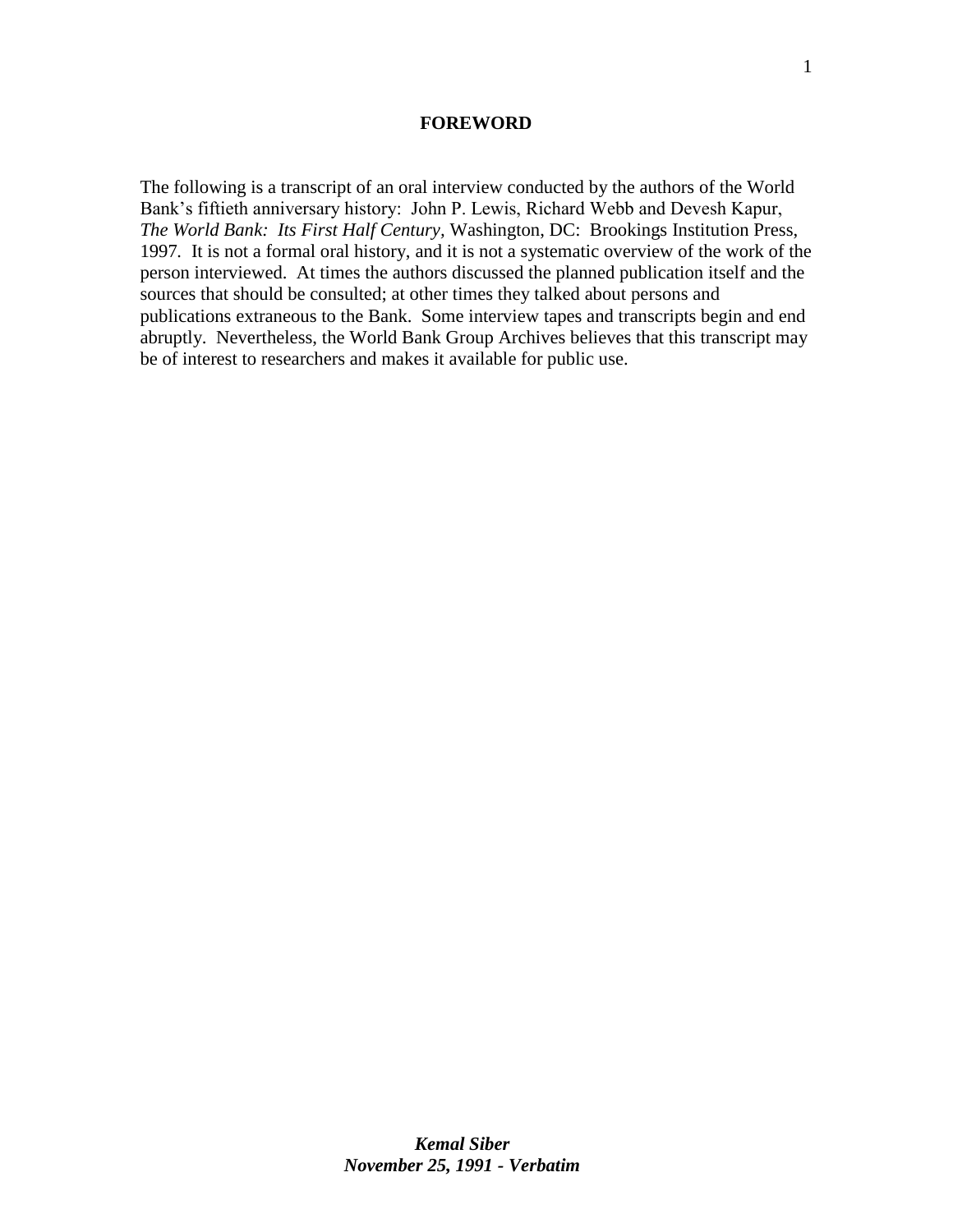# FOREWORD

The following is a transcript of an oral interview conducted by the authors of the World Bank's fiftieth anniversary history: John P. Lewis, Richard Webb and Devesh Kapur, *The World Bank: Its First Half Century*, Washington, DC: Brookings Institution Press, 1997. It is not a formal oral history, and it is not a systematic overview of the work of the person interviewed. At times the authors discussed the planned publication itself and the sources that should be consulted; at other times they talked about persons and publications extraneous to the Bank. Some interview tapes and transcripts begin and end abruptly. Nevertheless, the World Bank Group Archives believes that this transcript may be of interest to researchers and makes it available for public use.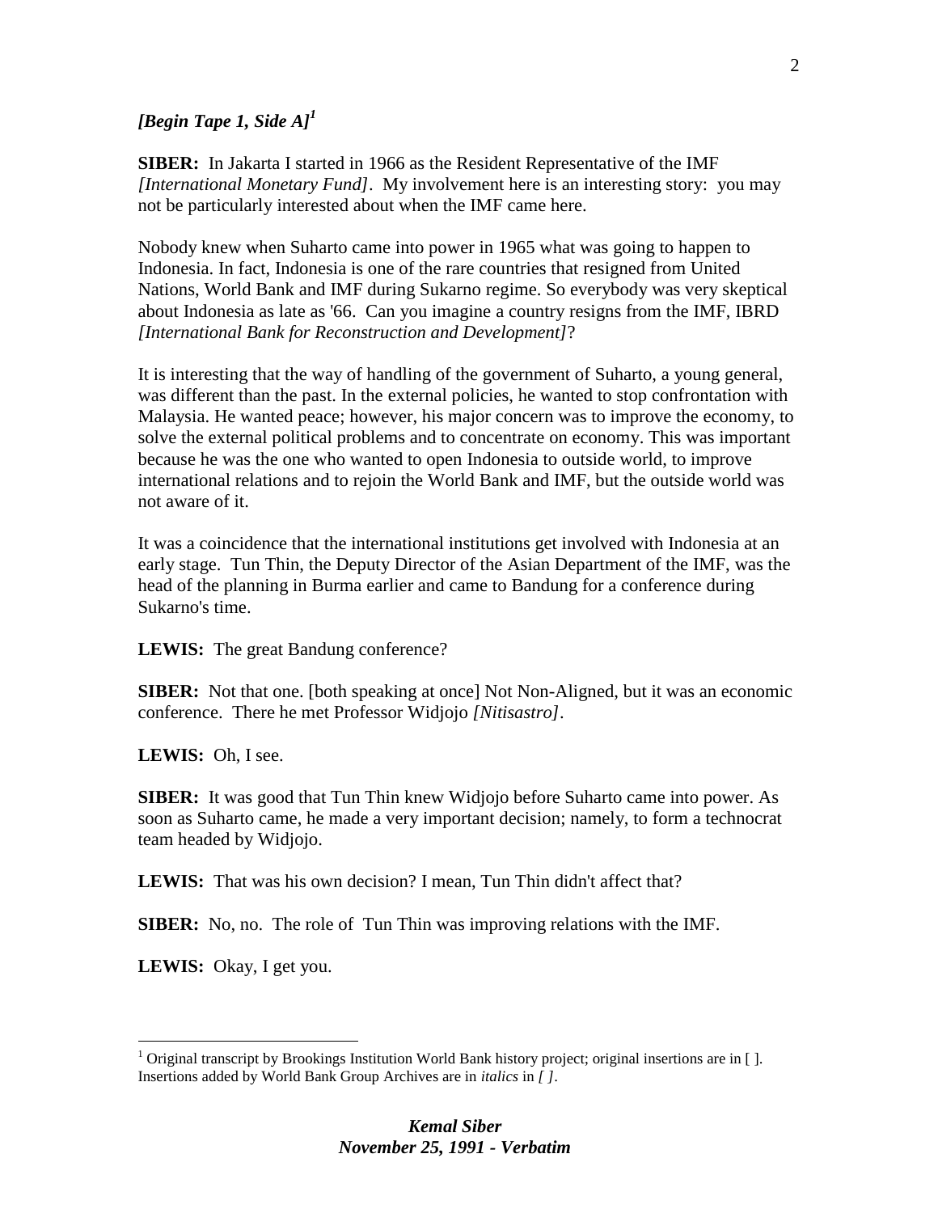***[Begin Tape 1, Side A]***[1]

**SIBER:** In Jakarta I started in 1966 as the Resident Representative of the IMF *[International Monetary Fund]*. My involvement here is an interesting story: you may not be particularly interested about when the IMF came here.

Nobody knew when Suharto came into power in 1965 what was going to happen to Indonesia. In fact, Indonesia is one of the rare countries that resigned from United Nations, World Bank and IMF during Sukarno regime. So everybody was very skeptical about Indonesia as late as '66. Can you imagine a country resigns from the IMF, IBRD *[International Bank for Reconstruction and Development]*?

It is interesting that the way of handling of the government of Suharto, a young general, was different than the past. In the external policies, he wanted to stop confrontation with Malaysia. He wanted peace; however, his major concern was to improve the economy, to solve the external political problems and to concentrate on economy. This was important because he was the one who wanted to open Indonesia to outside world, to improve international relations and to rejoin the World Bank and IMF, but the outside world was not aware of it.

It was a coincidence that the international institutions get involved with Indonesia at an early stage. Tun Thin, the Deputy Director of the Asian Department of the IMF, was the head of the planning in Burma earlier and came to Bandung for a conference during Sukarno's time.

**LEWIS:** The great Bandung conference?

**SIBER:** Not that one. [both speaking at once] Not Non-Aligned, but it was an economic conference. There he met Professor Widjojo *[Nitisastro]*.

**LEWIS:** Oh, I see.

**SIBER:** It was good that Tun Thin knew Widjojo before Suharto came into power. As soon as Suharto came, he made a very important decision; namely, to form a technocrat team headed by Widjojo.

**LEWIS:** That was his own decision? I mean, Tun Thin didn't affect that?

**SIBER:** No, no. The role of Tun Thin was improving relations with the IMF.

**LEWIS:** Okay, I get you.

---

[1] Original transcript by Brookings Institution World Bank history project; original insertions are in [ ]. Insertions added by World Bank Group Archives are in *italics* in *[ ]*.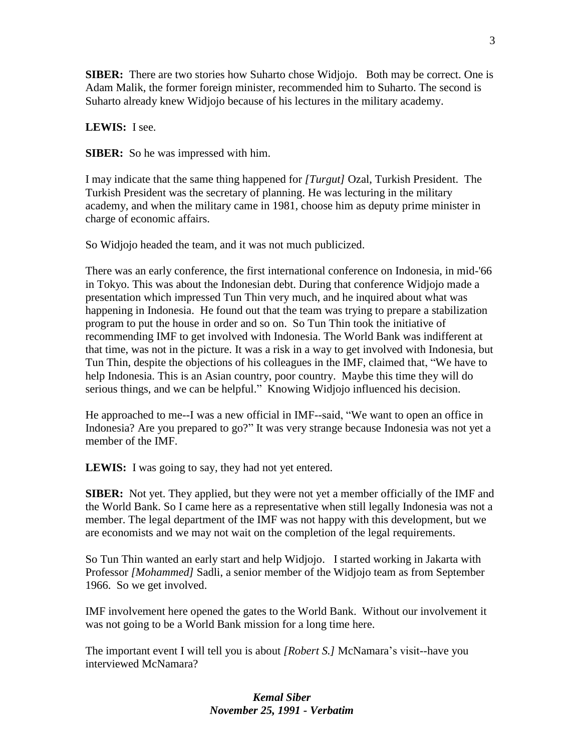**SIBER:** There are two stories how Suharto chose Widjojo. Both may be correct. One is Adam Malik, the former foreign minister, recommended him to Suharto. The second is Suharto already knew Widjojo because of his lectures in the military academy.

**LEWIS:** I see.

**SIBER:** So he was impressed with him.

I may indicate that the same thing happened for *[Turgut]* Ozal, Turkish President. The Turkish President was the secretary of planning. He was lecturing in the military academy, and when the military came in 1981, choose him as deputy prime minister in charge of economic affairs.

So Widjojo headed the team, and it was not much publicized.

There was an early conference, the first international conference on Indonesia, in mid-'66 in Tokyo. This was about the Indonesian debt. During that conference Widjojo made a presentation which impressed Tun Thin very much, and he inquired about what was happening in Indonesia. He found out that the team was trying to prepare a stabilization program to put the house in order and so on. So Tun Thin took the initiative of recommending IMF to get involved with Indonesia. The World Bank was indifferent at that time, was not in the picture. It was a risk in a way to get involved with Indonesia, but Tun Thin, despite the objections of his colleagues in the IMF, claimed that, "We have to help Indonesia. This is an Asian country, poor country. Maybe this time they will do serious things, and we can be helpful." Knowing Widjojo influenced his decision.

He approached to me--I was a new official in IMF--said, "We want to open an office in Indonesia? Are you prepared to go?" It was very strange because Indonesia was not yet a member of the IMF.

**LEWIS:** I was going to say, they had not yet entered.

**SIBER:** Not yet. They applied, but they were not yet a member officially of the IMF and the World Bank. So I came here as a representative when still legally Indonesia was not a member. The legal department of the IMF was not happy with this development, but we are economists and we may not wait on the completion of the legal requirements.

So Tun Thin wanted an early start and help Widjojo. I started working in Jakarta with Professor *[Mohammed]* Sadli, a senior member of the Widjojo team as from September 1966. So we get involved.

IMF involvement here opened the gates to the World Bank. Without our involvement it was not going to be a World Bank mission for a long time here.

The important event I will tell you is about *[Robert S.]* McNamara's visit--have you interviewed McNamara?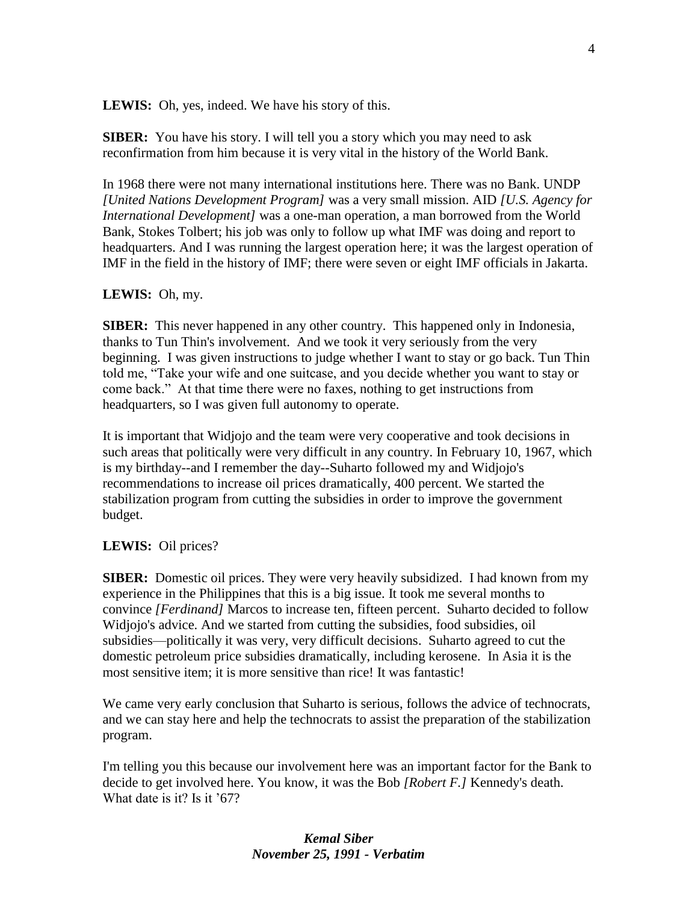**LEWIS:** Oh, yes, indeed. We have his story of this.

**SIBER:** You have his story. I will tell you a story which you may need to ask reconfirmation from him because it is very vital in the history of the World Bank.

In 1968 there were not many international institutions here. There was no Bank. UNDP *[United Nations Development Program]* was a very small mission. AID *[U.S. Agency for International Development]* was a one-man operation, a man borrowed from the World Bank, Stokes Tolbert; his job was only to follow up what IMF was doing and report to headquarters. And I was running the largest operation here; it was the largest operation of IMF in the field in the history of IMF; there were seven or eight IMF officials in Jakarta.

**LEWIS:** Oh, my.

**SIBER:** This never happened in any other country. This happened only in Indonesia, thanks to Tun Thin's involvement. And we took it very seriously from the very beginning. I was given instructions to judge whether I want to stay or go back. Tun Thin told me, "Take your wife and one suitcase, and you decide whether you want to stay or come back." At that time there were no faxes, nothing to get instructions from headquarters, so I was given full autonomy to operate.

It is important that Widjojo and the team were very cooperative and took decisions in such areas that politically were very difficult in any country. In February 10, 1967, which is my birthday--and I remember the day--Suharto followed my and Widjojo's recommendations to increase oil prices dramatically, 400 percent. We started the stabilization program from cutting the subsidies in order to improve the government budget.

**LEWIS:** Oil prices?

**SIBER:** Domestic oil prices. They were very heavily subsidized. I had known from my experience in the Philippines that this is a big issue. It took me several months to convince *[Ferdinand]* Marcos to increase ten, fifteen percent. Suharto decided to follow Widjojo's advice. And we started from cutting the subsidies, food subsidies, oil subsidies—politically it was very, very difficult decisions. Suharto agreed to cut the domestic petroleum price subsidies dramatically, including kerosene. In Asia it is the most sensitive item; it is more sensitive than rice! It was fantastic!

We came very early conclusion that Suharto is serious, follows the advice of technocrats, and we can stay here and help the technocrats to assist the preparation of the stabilization program.

I'm telling you this because our involvement here was an important factor for the Bank to decide to get involved here. You know, it was the Bob *[Robert F.]* Kennedy's death. What date is it? Is it '67?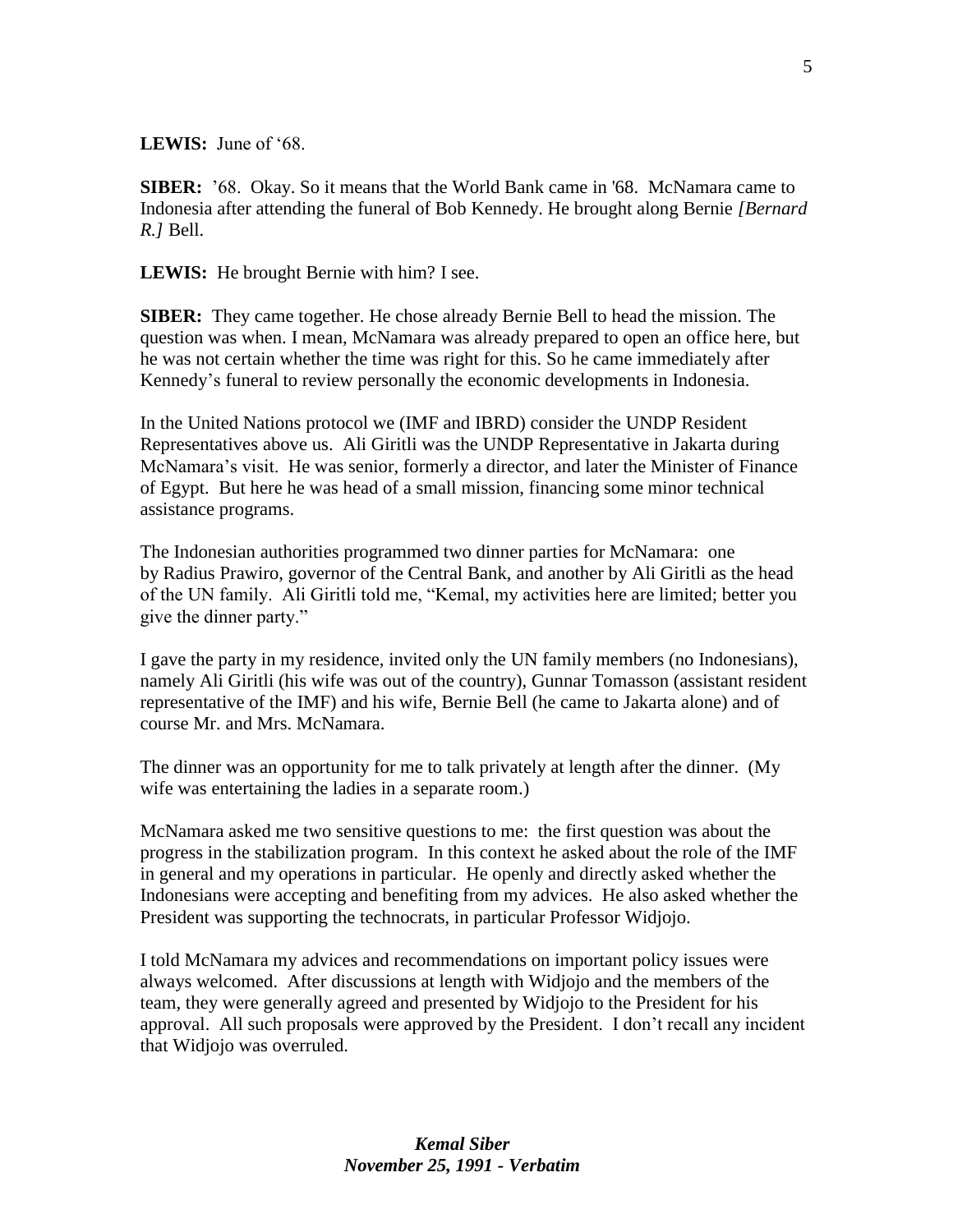**LEWIS:** June of '68.

**SIBER:** '68. Okay. So it means that the World Bank came in '68. McNamara came to Indonesia after attending the funeral of Bob Kennedy. He brought along Bernie *[Bernard R.]* Bell.

**LEWIS:** He brought Bernie with him? I see.

**SIBER:** They came together. He chose already Bernie Bell to head the mission. The question was when. I mean, McNamara was already prepared to open an office here, but he was not certain whether the time was right for this. So he came immediately after Kennedy's funeral to review personally the economic developments in Indonesia.

In the United Nations protocol we (IMF and IBRD) consider the UNDP Resident Representatives above us. Ali Giritli was the UNDP Representative in Jakarta during McNamara's visit. He was senior, formerly a director, and later the Minister of Finance of Egypt. But here he was head of a small mission, financing some minor technical assistance programs.

The Indonesian authorities programmed two dinner parties for McNamara: one by Radius Prawiro, governor of the Central Bank, and another by Ali Giritli as the head of the UN family. Ali Giritli told me, "Kemal, my activities here are limited; better you give the dinner party."

I gave the party in my residence, invited only the UN family members (no Indonesians), namely Ali Giritli (his wife was out of the country), Gunnar Tomasson (assistant resident representative of the IMF) and his wife, Bernie Bell (he came to Jakarta alone) and of course Mr. and Mrs. McNamara.

The dinner was an opportunity for me to talk privately at length after the dinner. (My wife was entertaining the ladies in a separate room.)

McNamara asked me two sensitive questions to me: the first question was about the progress in the stabilization program. In this context he asked about the role of the IMF in general and my operations in particular. He openly and directly asked whether the Indonesians were accepting and benefiting from my advices. He also asked whether the President was supporting the technocrats, in particular Professor Widjojo.

I told McNamara my advices and recommendations on important policy issues were always welcomed. After discussions at length with Widjojo and the members of the team, they were generally agreed and presented by Widjojo to the President for his approval. All such proposals were approved by the President. I don't recall any incident that Widjojo was overruled.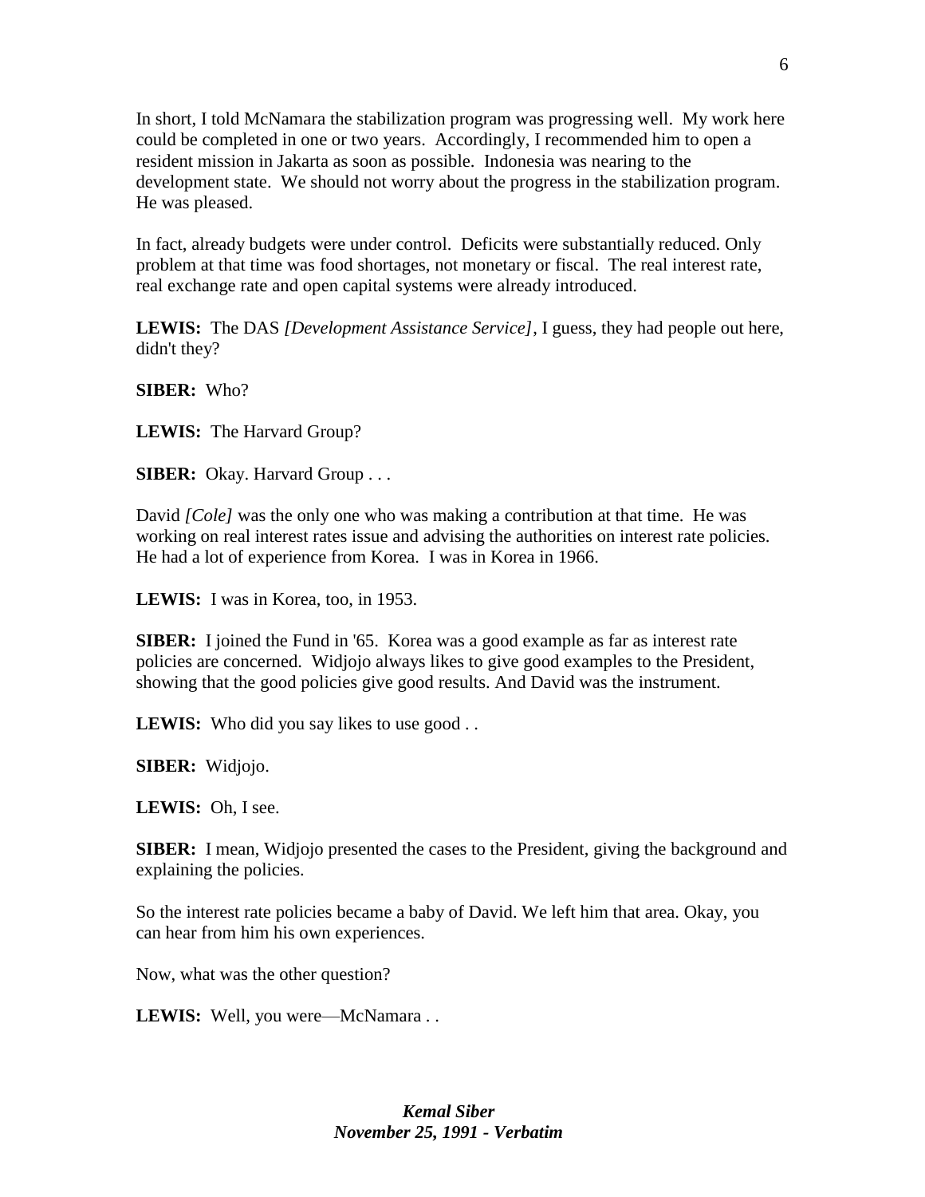In short, I told McNamara the stabilization program was progressing well. My work here could be completed in one or two years. Accordingly, I recommended him to open a resident mission in Jakarta as soon as possible. Indonesia was nearing to the development state. We should not worry about the progress in the stabilization program. He was pleased.

In fact, already budgets were under control. Deficits were substantially reduced. Only problem at that time was food shortages, not monetary or fiscal. The real interest rate, real exchange rate and open capital systems were already introduced.

**LEWIS:** The DAS *[Development Assistance Service]*, I guess, they had people out here, didn't they?

**SIBER:** Who?

**LEWIS:** The Harvard Group?

**SIBER:** Okay. Harvard Group . . .

David *[Cole]* was the only one who was making a contribution at that time. He was working on real interest rates issue and advising the authorities on interest rate policies. He had a lot of experience from Korea. I was in Korea in 1966.

**LEWIS:** I was in Korea, too, in 1953.

**SIBER:** I joined the Fund in '65. Korea was a good example as far as interest rate policies are concerned. Widjojo always likes to give good examples to the President, showing that the good policies give good results. And David was the instrument.

**LEWIS:** Who did you say likes to use good . .

**SIBER:** Widjojo.

**LEWIS:** Oh, I see.

**SIBER:** I mean, Widjojo presented the cases to the President, giving the background and explaining the policies.

So the interest rate policies became a baby of David. We left him that area. Okay, you can hear from him his own experiences.

Now, what was the other question?

**LEWIS:** Well, you were—McNamara . .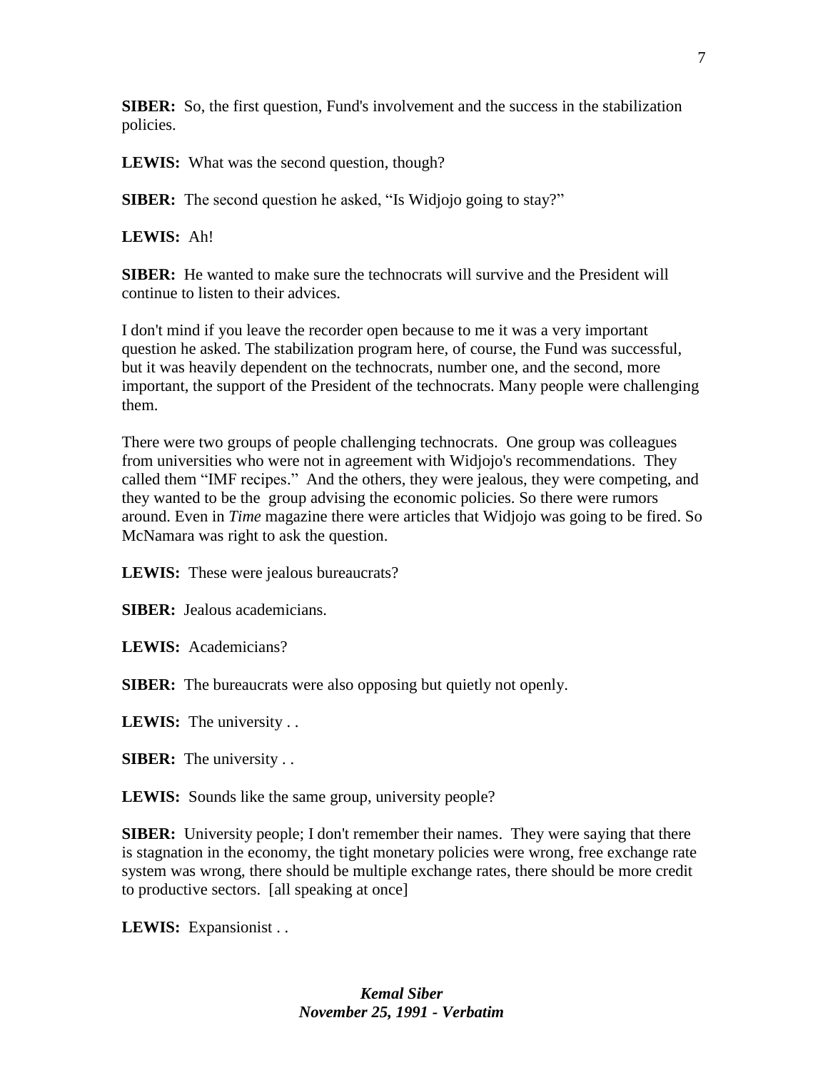**SIBER:** So, the first question, Fund's involvement and the success in the stabilization policies.

**LEWIS:** What was the second question, though?

**SIBER:** The second question he asked, "Is Widjojo going to stay?"

**LEWIS:** Ah!

**SIBER:** He wanted to make sure the technocrats will survive and the President will continue to listen to their advices.

I don't mind if you leave the recorder open because to me it was a very important question he asked. The stabilization program here, of course, the Fund was successful, but it was heavily dependent on the technocrats, number one, and the second, more important, the support of the President of the technocrats. Many people were challenging them.

There were two groups of people challenging technocrats. One group was colleagues from universities who were not in agreement with Widjojo's recommendations. They called them "IMF recipes." And the others, they were jealous, they were competing, and they wanted to be the group advising the economic policies. So there were rumors around. Even in *Time* magazine there were articles that Widjojo was going to be fired. So McNamara was right to ask the question.

**LEWIS:** These were jealous bureaucrats?

**SIBER:** Jealous academicians.

**LEWIS:** Academicians?

**SIBER:** The bureaucrats were also opposing but quietly not openly.

**LEWIS:** The university . .

**SIBER:** The university . .

**LEWIS:** Sounds like the same group, university people?

**SIBER:** University people; I don't remember their names. They were saying that there is stagnation in the economy, the tight monetary policies were wrong, free exchange rate system was wrong, there should be multiple exchange rates, there should be more credit to productive sectors. [all speaking at once]

**LEWIS:** Expansionist . .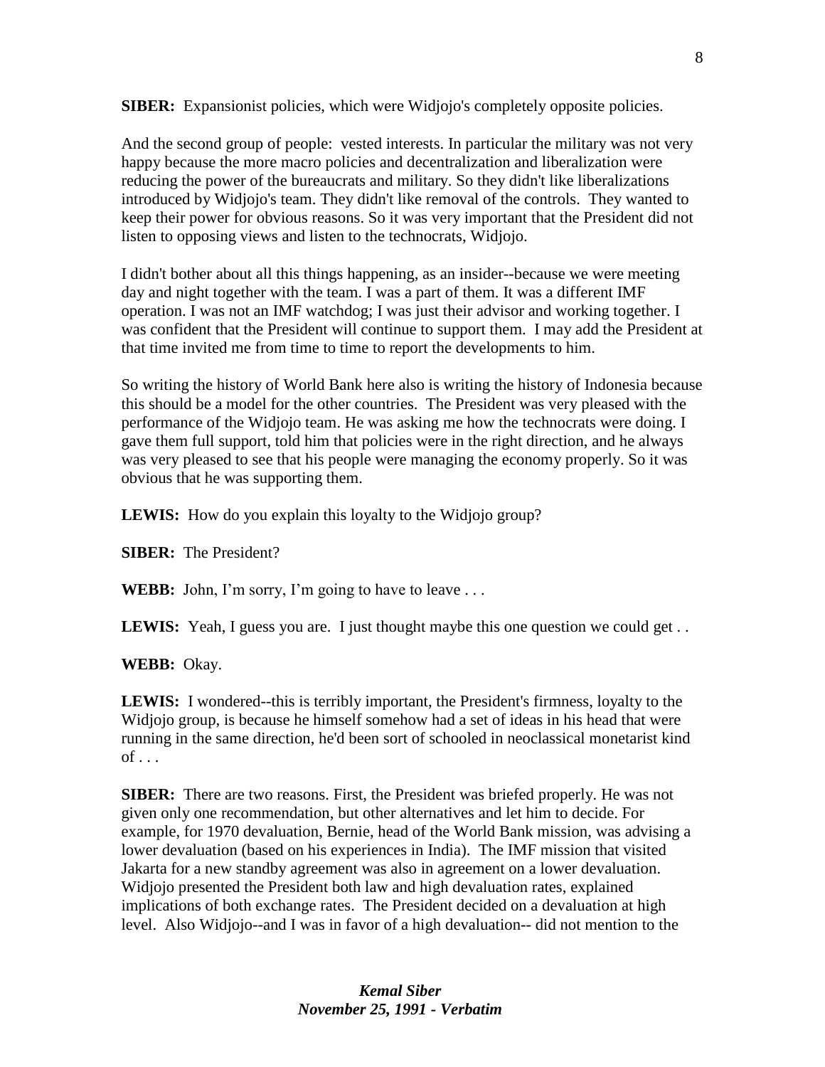**SIBER:** Expansionist policies, which were Widjojo's completely opposite policies.

And the second group of people: vested interests. In particular the military was not very happy because the more macro policies and decentralization and liberalization were reducing the power of the bureaucrats and military. So they didn't like liberalizations introduced by Widjojo's team. They didn't like removal of the controls. They wanted to keep their power for obvious reasons. So it was very important that the President did not listen to opposing views and listen to the technocrats, Widjojo.

I didn't bother about all this things happening, as an insider--because we were meeting day and night together with the team. I was a part of them. It was a different IMF operation. I was not an IMF watchdog; I was just their advisor and working together. I was confident that the President will continue to support them. I may add the President at that time invited me from time to time to report the developments to him.

So writing the history of World Bank here also is writing the history of Indonesia because this should be a model for the other countries. The President was very pleased with the performance of the Widjojo team. He was asking me how the technocrats were doing. I gave them full support, told him that policies were in the right direction, and he always was very pleased to see that his people were managing the economy properly. So it was obvious that he was supporting them.

**LEWIS:** How do you explain this loyalty to the Widjojo group?

**SIBER:** The President?

**WEBB:** John, I'm sorry, I'm going to have to leave . . .

**LEWIS:** Yeah, I guess you are. I just thought maybe this one question we could get . .

**WEBB:** Okay.

**LEWIS:** I wondered--this is terribly important, the President's firmness, loyalty to the Widjojo group, is because he himself somehow had a set of ideas in his head that were running in the same direction, he'd been sort of schooled in neoclassical monetarist kind of . . .

**SIBER:** There are two reasons. First, the President was briefed properly. He was not given only one recommendation, but other alternatives and let him to decide. For example, for 1970 devaluation, Bernie, head of the World Bank mission, was advising a lower devaluation (based on his experiences in India). The IMF mission that visited Jakarta for a new standby agreement was also in agreement on a lower devaluation. Widjojo presented the President both law and high devaluation rates, explained implications of both exchange rates. The President decided on a devaluation at high level. Also Widjojo--and I was in favor of a high devaluation-- did not mention to the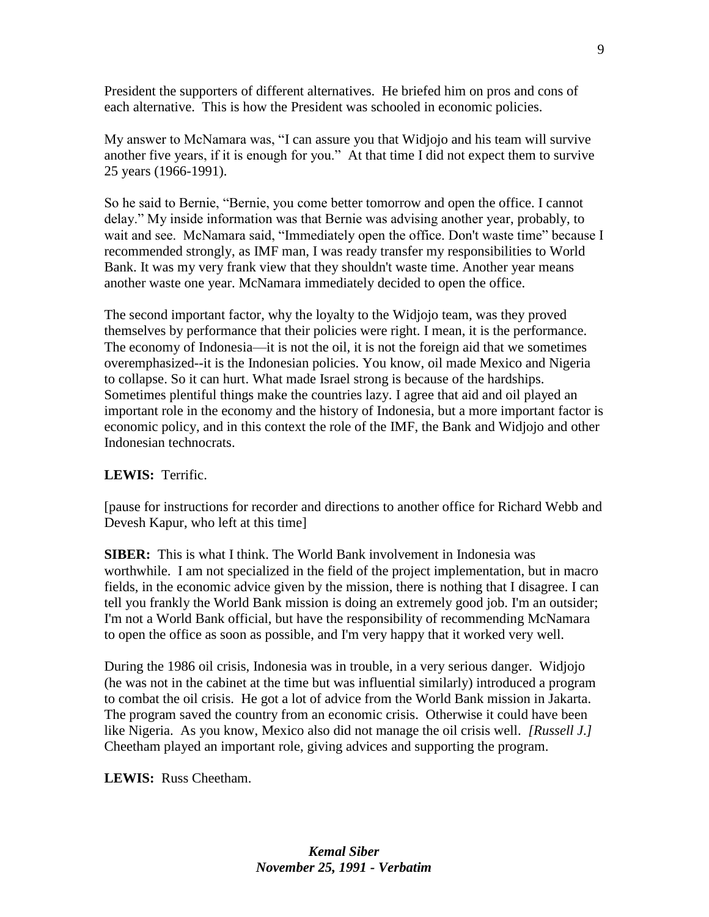President the supporters of different alternatives. He briefed him on pros and cons of each alternative. This is how the President was schooled in economic policies.

My answer to McNamara was, "I can assure you that Widjojo and his team will survive another five years, if it is enough for you." At that time I did not expect them to survive 25 years (1966-1991).

So he said to Bernie, "Bernie, you come better tomorrow and open the office. I cannot delay." My inside information was that Bernie was advising another year, probably, to wait and see. McNamara said, "Immediately open the office. Don't waste time" because I recommended strongly, as IMF man, I was ready transfer my responsibilities to World Bank. It was my very frank view that they shouldn't waste time. Another year means another waste one year. McNamara immediately decided to open the office.

The second important factor, why the loyalty to the Widjojo team, was they proved themselves by performance that their policies were right. I mean, it is the performance. The economy of Indonesia—it is not the oil, it is not the foreign aid that we sometimes overemphasized--it is the Indonesian policies. You know, oil made Mexico and Nigeria to collapse. So it can hurt. What made Israel strong is because of the hardships. Sometimes plentiful things make the countries lazy. I agree that aid and oil played an important role in the economy and the history of Indonesia, but a more important factor is economic policy, and in this context the role of the IMF, the Bank and Widjojo and other Indonesian technocrats.

**LEWIS:** Terrific.

[pause for instructions for recorder and directions to another office for Richard Webb and Devesh Kapur, who left at this time]

**SIBER:** This is what I think. The World Bank involvement in Indonesia was worthwhile. I am not specialized in the field of the project implementation, but in macro fields, in the economic advice given by the mission, there is nothing that I disagree. I can tell you frankly the World Bank mission is doing an extremely good job. I'm an outsider; I'm not a World Bank official, but have the responsibility of recommending McNamara to open the office as soon as possible, and I'm very happy that it worked very well.

During the 1986 oil crisis, Indonesia was in trouble, in a very serious danger. Widjojo (he was not in the cabinet at the time but was influential similarly) introduced a program to combat the oil crisis. He got a lot of advice from the World Bank mission in Jakarta. The program saved the country from an economic crisis. Otherwise it could have been like Nigeria. As you know, Mexico also did not manage the oil crisis well. *[Russell J.]* Cheetham played an important role, giving advices and supporting the program.

**LEWIS:** Russ Cheetham.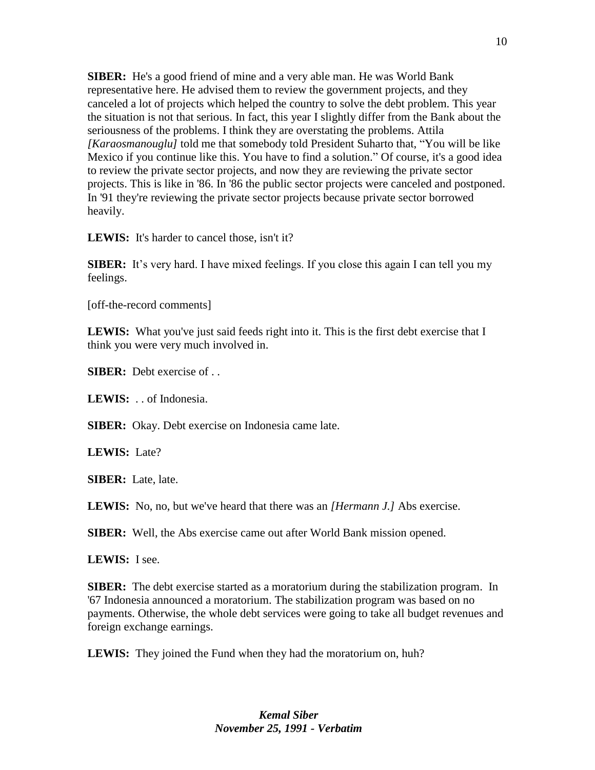**SIBER:** He's a good friend of mine and a very able man. He was World Bank representative here. He advised them to review the government projects, and they canceled a lot of projects which helped the country to solve the debt problem. This year the situation is not that serious. In fact, this year I slightly differ from the Bank about the seriousness of the problems. I think they are overstating the problems. Attila *[Karaosmanouglu]* told me that somebody told President Suharto that, "You will be like Mexico if you continue like this. You have to find a solution." Of course, it's a good idea to review the private sector projects, and now they are reviewing the private sector projects. This is like in '86. In '86 the public sector projects were canceled and postponed. In '91 they're reviewing the private sector projects because private sector borrowed heavily.

**LEWIS:** It's harder to cancel those, isn't it?

**SIBER:** It's very hard. I have mixed feelings. If you close this again I can tell you my feelings.

[off-the-record comments]

**LEWIS:** What you've just said feeds right into it. This is the first debt exercise that I think you were very much involved in.

**SIBER:** Debt exercise of . .

**LEWIS:** . . of Indonesia.

**SIBER:** Okay. Debt exercise on Indonesia came late.

**LEWIS:** Late?

**SIBER:** Late, late.

**LEWIS:** No, no, but we've heard that there was an *[Hermann J.]* Abs exercise.

**SIBER:** Well, the Abs exercise came out after World Bank mission opened.

**LEWIS:** I see.

**SIBER:** The debt exercise started as a moratorium during the stabilization program. In '67 Indonesia announced a moratorium. The stabilization program was based on no payments. Otherwise, the whole debt services were going to take all budget revenues and foreign exchange earnings.

**LEWIS:** They joined the Fund when they had the moratorium on, huh?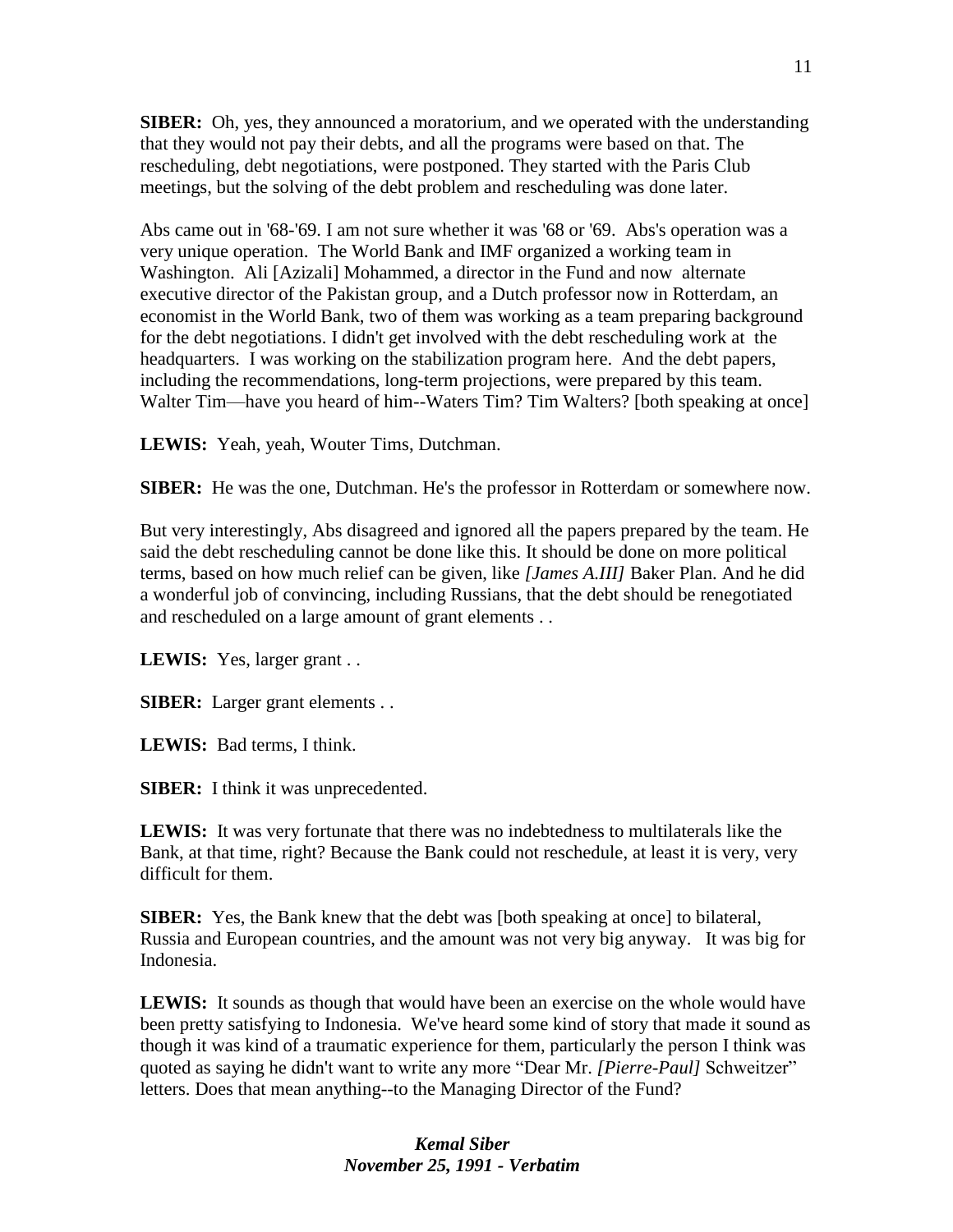**SIBER:** Oh, yes, they announced a moratorium, and we operated with the understanding that they would not pay their debts, and all the programs were based on that. The rescheduling, debt negotiations, were postponed. They started with the Paris Club meetings, but the solving of the debt problem and rescheduling was done later.

Abs came out in '68-'69. I am not sure whether it was '68 or '69. Abs's operation was a very unique operation. The World Bank and IMF organized a working team in Washington. Ali [Azizali] Mohammed, a director in the Fund and now alternate executive director of the Pakistan group, and a Dutch professor now in Rotterdam, an economist in the World Bank, two of them was working as a team preparing background for the debt negotiations. I didn't get involved with the debt rescheduling work at the headquarters. I was working on the stabilization program here. And the debt papers, including the recommendations, long-term projections, were prepared by this team. Walter Tim—have you heard of him--Waters Tim? Tim Walters? [both speaking at once]

**LEWIS:** Yeah, yeah, Wouter Tims, Dutchman.

**SIBER:** He was the one, Dutchman. He's the professor in Rotterdam or somewhere now.

But very interestingly, Abs disagreed and ignored all the papers prepared by the team. He said the debt rescheduling cannot be done like this. It should be done on more political terms, based on how much relief can be given, like *[James A.III]* Baker Plan. And he did a wonderful job of convincing, including Russians, that the debt should be renegotiated and rescheduled on a large amount of grant elements . .

**LEWIS:** Yes, larger grant . .

**SIBER:** Larger grant elements . .

**LEWIS:** Bad terms, I think.

**SIBER:** I think it was unprecedented.

**LEWIS:** It was very fortunate that there was no indebtedness to multilaterals like the Bank, at that time, right? Because the Bank could not reschedule, at least it is very, very difficult for them.

**SIBER:** Yes, the Bank knew that the debt was [both speaking at once] to bilateral, Russia and European countries, and the amount was not very big anyway. It was big for Indonesia.

**LEWIS:** It sounds as though that would have been an exercise on the whole would have been pretty satisfying to Indonesia. We've heard some kind of story that made it sound as though it was kind of a traumatic experience for them, particularly the person I think was quoted as saying he didn't want to write any more "Dear Mr. *[Pierre-Paul]* Schweitzer" letters. Does that mean anything--to the Managing Director of the Fund?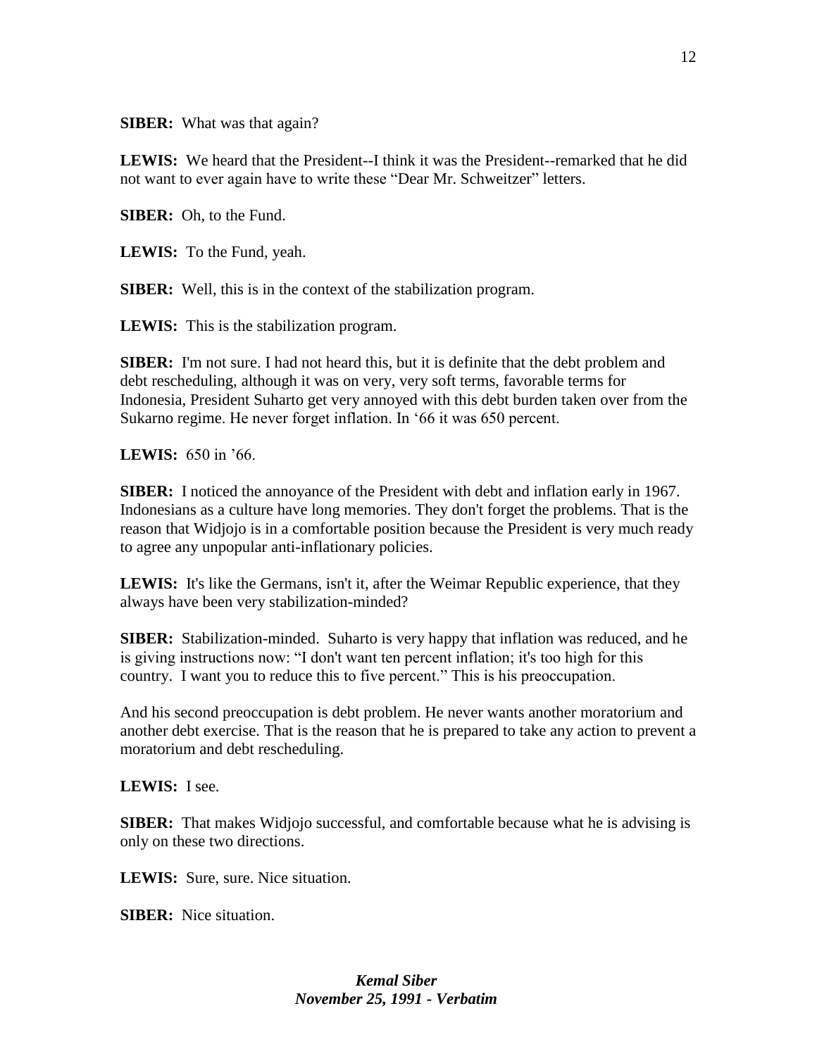**SIBER:** What was that again?

**LEWIS:** We heard that the President--I think it was the President--remarked that he did not want to ever again have to write these "Dear Mr. Schweitzer" letters.

**SIBER:** Oh, to the Fund.

**LEWIS:** To the Fund, yeah.

**SIBER:** Well, this is in the context of the stabilization program.

**LEWIS:** This is the stabilization program.

**SIBER:** I'm not sure. I had not heard this, but it is definite that the debt problem and debt rescheduling, although it was on very, very soft terms, favorable terms for Indonesia, President Suharto get very annoyed with this debt burden taken over from the Sukarno regime. He never forget inflation. In '66 it was 650 percent.

**LEWIS:** 650 in '66.

**SIBER:** I noticed the annoyance of the President with debt and inflation early in 1967. Indonesians as a culture have long memories. They don't forget the problems. That is the reason that Widjojo is in a comfortable position because the President is very much ready to agree any unpopular anti-inflationary policies.

**LEWIS:** It's like the Germans, isn't it, after the Weimar Republic experience, that they always have been very stabilization-minded?

**SIBER:** Stabilization-minded. Suharto is very happy that inflation was reduced, and he is giving instructions now: "I don't want ten percent inflation; it's too high for this country. I want you to reduce this to five percent." This is his preoccupation.

And his second preoccupation is debt problem. He never wants another moratorium and another debt exercise. That is the reason that he is prepared to take any action to prevent a moratorium and debt rescheduling.

**LEWIS:** I see.

**SIBER:** That makes Widjojo successful, and comfortable because what he is advising is only on these two directions.

**LEWIS:** Sure, sure. Nice situation.

**SIBER:** Nice situation.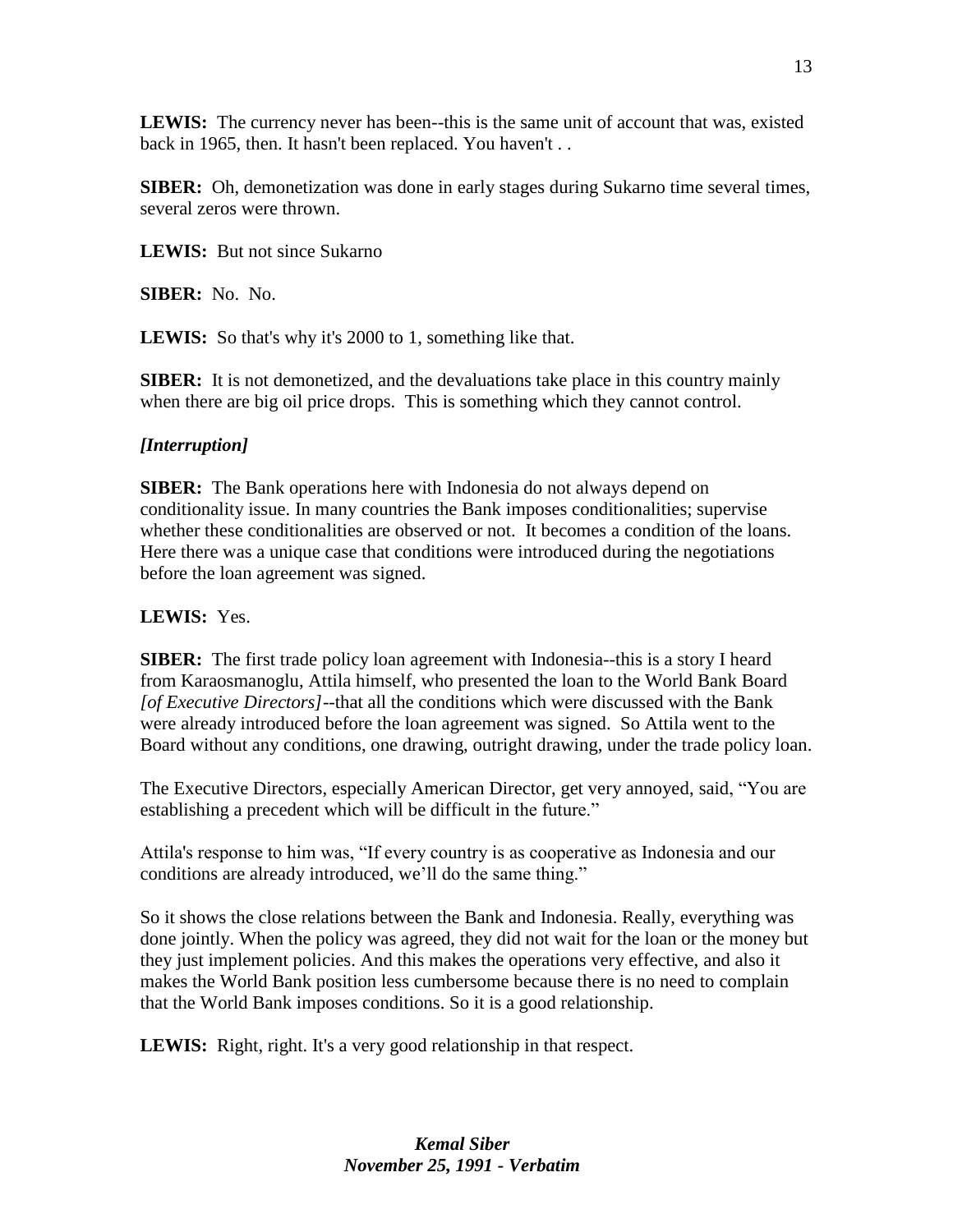**LEWIS:** The currency never has been--this is the same unit of account that was, existed back in 1965, then. It hasn't been replaced. You haven't . .

**SIBER:** Oh, demonetization was done in early stages during Sukarno time several times, several zeros were thrown.

**LEWIS:** But not since Sukarno

**SIBER:** No. No.

**LEWIS:** So that's why it's 2000 to 1, something like that.

**SIBER:** It is not demonetized, and the devaluations take place in this country mainly when there are big oil price drops. This is something which they cannot control.

***[Interruption]***

**SIBER:** The Bank operations here with Indonesia do not always depend on conditionality issue. In many countries the Bank imposes conditionalities; supervise whether these conditionalities are observed or not. It becomes a condition of the loans. Here there was a unique case that conditions were introduced during the negotiations before the loan agreement was signed.

**LEWIS:** Yes.

**SIBER:** The first trade policy loan agreement with Indonesia--this is a story I heard from Karaosmanoglu, Attila himself, who presented the loan to the World Bank Board *[of Executive Directors]*--that all the conditions which were discussed with the Bank were already introduced before the loan agreement was signed. So Attila went to the Board without any conditions, one drawing, outright drawing, under the trade policy loan.

The Executive Directors, especially American Director, get very annoyed, said, "You are establishing a precedent which will be difficult in the future."

Attila's response to him was, "If every country is as cooperative as Indonesia and our conditions are already introduced, we'll do the same thing."

So it shows the close relations between the Bank and Indonesia. Really, everything was done jointly. When the policy was agreed, they did not wait for the loan or the money but they just implement policies. And this makes the operations very effective, and also it makes the World Bank position less cumbersome because there is no need to complain that the World Bank imposes conditions. So it is a good relationship.

**LEWIS:** Right, right. It's a very good relationship in that respect.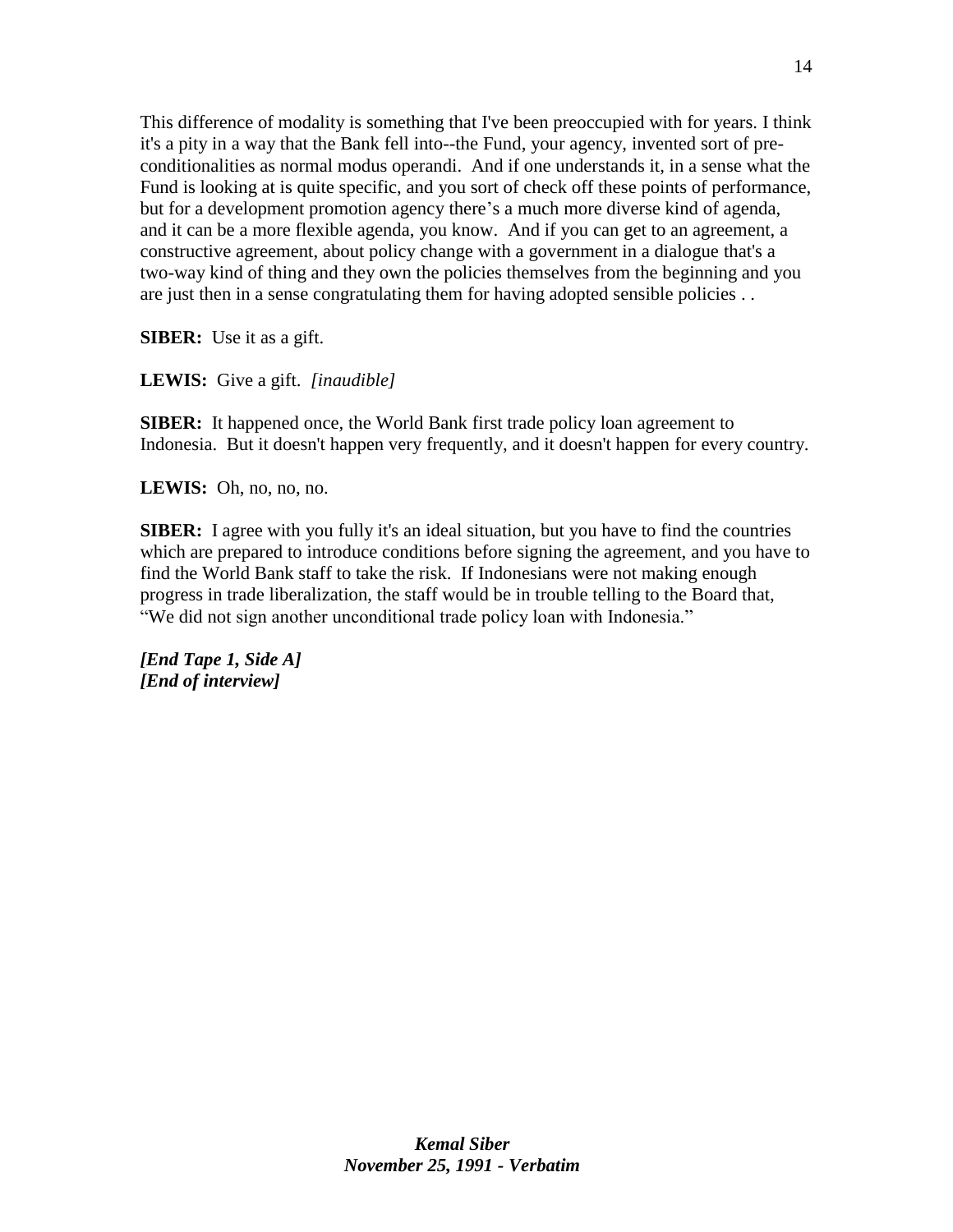This difference of modality is something that I've been preoccupied with for years. I think it's a pity in a way that the Bank fell into--the Fund, your agency, invented sort of pre-conditionalities as normal modus operandi. And if one understands it, in a sense what the Fund is looking at is quite specific, and you sort of check off these points of performance, but for a development promotion agency there's a much more diverse kind of agenda, and it can be a more flexible agenda, you know. And if you can get to an agreement, a constructive agreement, about policy change with a government in a dialogue that's a two-way kind of thing and they own the policies themselves from the beginning and you are just then in a sense congratulating them for having adopted sensible policies . .

**SIBER:** Use it as a gift.

**LEWIS:** Give a gift. *[inaudible]*

**SIBER:** It happened once, the World Bank first trade policy loan agreement to Indonesia. But it doesn't happen very frequently, and it doesn't happen for every country.

**LEWIS:** Oh, no, no, no.

**SIBER:** I agree with you fully it's an ideal situation, but you have to find the countries which are prepared to introduce conditions before signing the agreement, and you have to find the World Bank staff to take the risk. If Indonesians were not making enough progress in trade liberalization, the staff would be in trouble telling to the Board that, "We did not sign another unconditional trade policy loan with Indonesia."

***[End Tape 1, Side A]***
***[End of interview]***